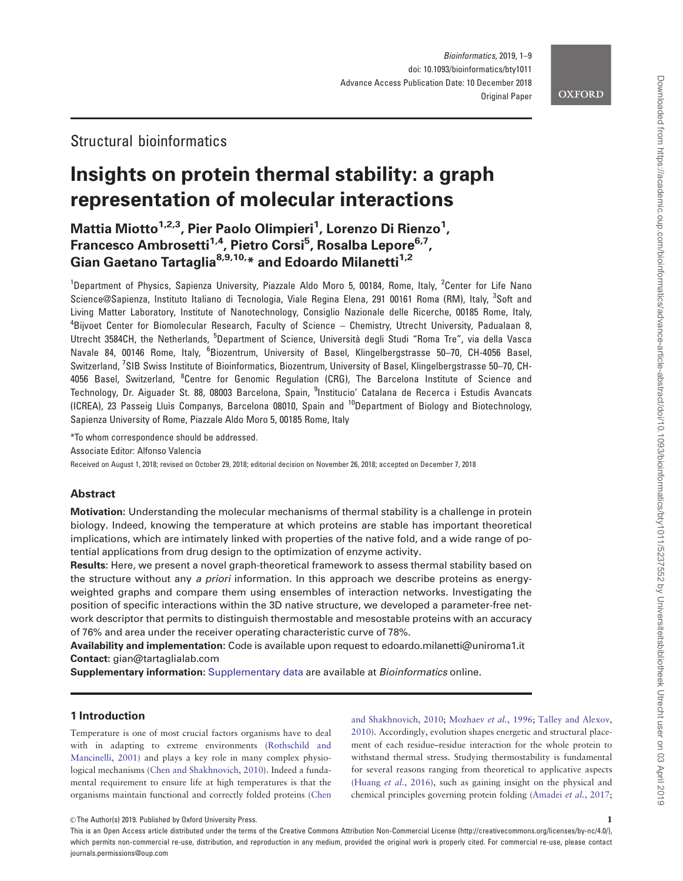Structural bioinformatics

# Insights on protein thermal stability: a graph representation of molecular interactions

**Mattia Miotto[1,2,3], Pier Paolo Olimpieri[1], Lorenzo Di Rienzo[1], Francesco Ambrosetti[1,4], Pietro Corsi[5], Rosalba Lepore[6,7], Gian Gaetano Tartaglia[8,9,10,*] and Edoardo Milanetti[1,2]**

[1]Department of Physics, Sapienza University, Piazzale Aldo Moro 5, 00184, Rome, Italy, [2]Center for Life Nano Science@Sapienza, Instituto Italiano di Tecnologia, Viale Regina Elena, 291 00161 Roma (RM), Italy, [3]Soft and Living Matter Laboratory, Institute of Nanotechnology, Consiglio Nazionale delle Ricerche, 00185 Rome, Italy, [4]Bijvoet Center for Biomolecular Research, Faculty of Science – Chemistry, Utrecht University, Padualaan 8, Utrecht 3584CH, the Netherlands, [5]Department of Science, Università degli Studi "Roma Tre", via della Vasca Navale 84, 00146 Rome, Italy, [6]Biozentrum, University of Basel, Klingelbergstrasse 50–70, CH-4056 Basel, Switzerland, [7]SIB Swiss Institute of Bioinformatics, Biozentrum, University of Basel, Klingelbergstrasse 50–70, CH-4056 Basel, Switzerland, [8]Centre for Genomic Regulation (CRG), The Barcelona Institute of Science and Technology, Dr. Aiguader St. 88, 08003 Barcelona, Spain, [9]Institucio' Catalana de Recerca i Estudis Avancats (ICREA), 23 Passeig Lluìs Companys, Barcelona 08010, Spain and [10]Department of Biology and Biotechnology, Sapienza University of Rome, Piazzale Aldo Moro 5, 00185 Rome, Italy

*To whom correspondence should be addressed.

Associate Editor: Alfonso Valencia

Received on August 1, 2018; revised on October 29, 2018; editorial decision on November 26, 2018; accepted on December 7, 2018

## Abstract

**Motivation:** Understanding the molecular mechanisms of thermal stability is a challenge in protein biology. Indeed, knowing the temperature at which proteins are stable has important theoretical implications, which are intimately linked with properties of the native fold, and a wide range of potential applications from drug design to the optimization of enzyme activity.

**Results:** Here, we present a novel graph-theoretical framework to assess thermal stability based on the structure without any *a priori* information. In this approach we describe proteins as energy-weighted graphs and compare them using ensembles of interaction networks. Investigating the position of specific interactions within the 3D native structure, we developed a parameter-free network descriptor that permits to distinguish thermostable and mesostable proteins with an accuracy of 76% and area under the receiver operating characteristic curve of 78%.

**Availability and implementation:** Code is available upon request to edoardo.milanetti@uniroma1.it

**Contact:** gian@tartaglialab.com

**Supplementary information:** Supplementary data are available at *Bioinformatics* online.

## 1 Introduction

Temperature is one of most crucial factors organisms have to deal with in adapting to extreme environments (Rothschild and Mancinelli, 2001) and plays a key role in many complex physiological mechanisms (Chen and Shakhnovich, 2010). Indeed a fundamental requirement to ensure life at high temperatures is that the organisms maintain functional and correctly folded proteins (Chen and Shakhnovich, 2010; Mozhaev *et al.*, 1996; Talley and Alexov, 2010). Accordingly, evolution shapes energetic and structural placement of each residue–residue interaction for the whole protein to withstand thermal stress. Studying thermostability is fundamental for several reasons ranging from theoretical to applicative aspects (Huang *et al.*, 2016), such as gaining insight on the physical and chemical principles governing protein folding (Amadei *et al.*, 2017;

© The Author(s) 2019. Published by Oxford University Press.

This is an Open Access article distributed under the terms of the Creative Commons Attribution Non-Commercial License (http://creativecommons.org/licenses/by-nc/4.0/), which permits non-commercial re-use, distribution, and reproduction in any medium, provided the original work is properly cited. For commercial re-use, please contact journals.permissions@oup.com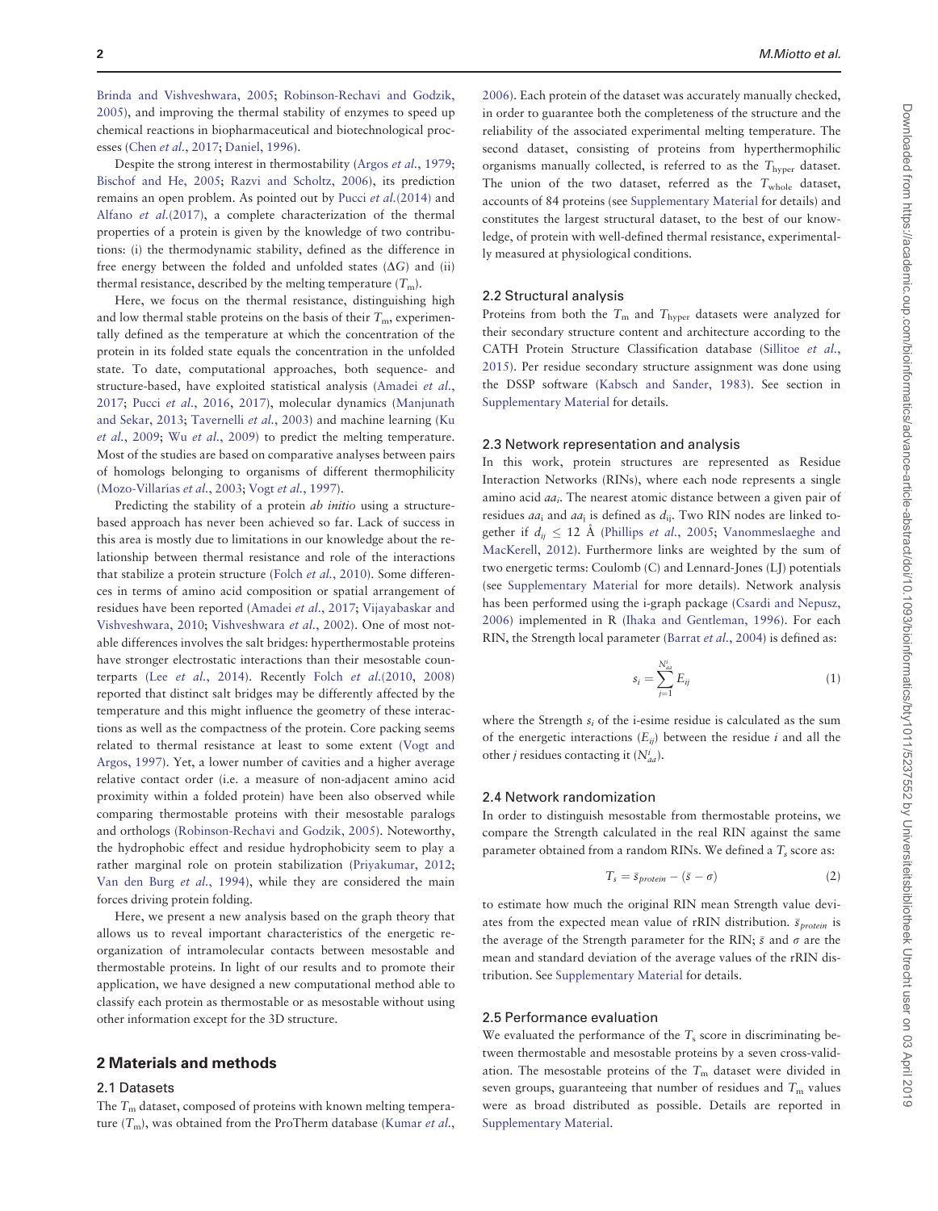Brinda and Vishveshwara, 2005; Robinson-Rechavi and Godzik, 2005), and improving the thermal stability of enzymes to speed up chemical reactions in biopharmaceutical and biotechnological processes (Chen *et al.*, 2017; Daniel, 1996).

Despite the strong interest in thermostability (Argos *et al.*, 1979; Bischof and He, 2005; Razvi and Scholtz, 2006), its prediction remains an open problem. As pointed out by Pucci *et al.*(2014) and Alfano *et al.*(2017), a complete characterization of the thermal properties of a protein is given by the knowledge of two contributions: (i) the thermodynamic stability, defined as the difference in free energy between the folded and unfolded states ($\Delta G$) and (ii) thermal resistance, described by the melting temperature ($T_m$).

Here, we focus on the thermal resistance, distinguishing high and low thermal stable proteins on the basis of their $T_m$, experimentally defined as the temperature at which the concentration of the protein in its folded state equals the concentration in the unfolded state. To date, computational approaches, both sequence- and structure-based, have exploited statistical analysis (Amadei *et al.*, 2017; Pucci *et al.*, 2016, 2017), molecular dynamics (Manjunath and Sekar, 2013; Tavernelli *et al.*, 2003) and machine learning (Ku *et al.*, 2009; Wu *et al.*, 2009) to predict the melting temperature. Most of the studies are based on comparative analyses between pairs of homologs belonging to organisms of different thermophilicity (Mozo-Villarías *et al.*, 2003; Vogt *et al.*, 1997).

Predicting the stability of a protein *ab initio* using a structure-based approach has never been achieved so far. Lack of success in this area is mostly due to limitations in our knowledge about the relationship between thermal resistance and role of the interactions that stabilize a protein structure (Folch *et al.*, 2010). Some differences in terms of amino acid composition or spatial arrangement of residues have been reported (Amadei *et al.*, 2017; Vijayabaskar and Vishveshwara, 2010; Vishveshwara *et al.*, 2002). One of most notable differences involves the salt bridges: hyperthermostable proteins have stronger electrostatic interactions than their mesostable counterparts (Lee *et al.*, 2014). Recently Folch *et al.*(2010, 2008) reported that distinct salt bridges may be differently affected by the temperature and this might influence the geometry of these interactions as well as the compactness of the protein. Core packing seems related to thermal resistance at least to some extent (Vogt and Argos, 1997). Yet, a lower number of cavities and a higher average relative contact order (i.e. a measure of non-adjacent amino acid proximity within a folded protein) have been also observed while comparing thermostable proteins with their mesostable paralogs and orthologs (Robinson-Rechavi and Godzik, 2005). Noteworthy, the hydrophobic effect and residue hydrophobicity seem to play a rather marginal role on protein stabilization (Priyakumar, 2012; Van den Burg *et al.*, 1994), while they are considered the main forces driving protein folding.

Here, we present a new analysis based on the graph theory that allows us to reveal important characteristics of the energetic reorganization of intramolecular contacts between mesostable and thermostable proteins. In light of our results and to promote their application, we have designed a new computational method able to classify each protein as thermostable or as mesostable without using other information except for the 3D structure.

## 2 Materials and methods

### 2.1 Datasets

The $T_m$ dataset, composed of proteins with known melting temperature ($T_m$), was obtained from the ProTherm database (Kumar *et al.*, 2006). Each protein of the dataset was accurately manually checked, in order to guarantee both the completeness of the structure and the reliability of the associated experimental melting temperature. The second dataset, consisting of proteins from hyperthermophilic organisms manually collected, is referred to as the $T_{\text{hyper}}$ dataset. The union of the two dataset, referred as the $T_{\text{whole}}$ dataset, accounts of 84 proteins (see Supplementary Material for details) and constitutes the largest structural dataset, to the best of our knowledge, of protein with well-defined thermal resistance, experimentally measured at physiological conditions.

### 2.2 Structural analysis

Proteins from both the $T_m$ and $T_{\text{hyper}}$ datasets were analyzed for their secondary structure content and architecture according to the CATH Protein Structure Classification database (Sillitoe *et al.*, 2015). Per residue secondary structure assignment was done using the DSSP software (Kabsch and Sander, 1983). See section in Supplementary Material for details.

### 2.3 Network representation and analysis

In this work, protein structures are represented as Residue Interaction Networks (RINs), where each node represents a single amino acid $aa_i$. The nearest atomic distance between a given pair of residues $aa_i$ and $aa_j$ is defined as $d_{ij}$. Two RIN nodes are linked together if $d_{ij} \leq 12$ Å (Phillips *et al.*, 2005; Vanommeslaeghe and MacKerell, 2012). Furthermore links are weighted by the sum of two energetic terms: Coulomb (C) and Lennard-Jones (LJ) potentials (see Supplementary Material for more details). Network analysis has been performed using the i-graph package (Csardi and Nepusz, 2006) implemented in R (Ihaka and Gentleman, 1996). For each RIN, the Strength local parameter (Barrat *et al.*, 2004) is defined as:

$$s_i = \sum_{j=1}^{N_{aa}^i} E_{ij} \tag{1}$$

where the Strength $s_i$ of the i-esime residue is calculated as the sum of the energetic interactions ($E_{ij}$) between the residue $i$ and all the other $j$ residues contacting it ($N_{aa}^i$).

### 2.4 Network randomization

In order to distinguish mesostable from thermostable proteins, we compare the Strength calculated in the real RIN against the same parameter obtained from a random RINs. We defined a $T_s$ score as:

$$T_s = \bar{s}_{protein} - (\bar{s} - \sigma) \tag{2}$$

to estimate how much the original RIN mean Strength value deviates from the expected mean value of rRIN distribution. $\bar{s}_{protein}$ is the average of the Strength parameter for the RIN; $\bar{s}$ and $\sigma$ are the mean and standard deviation of the average values of the rRIN distribution. See Supplementary Material for details.

### 2.5 Performance evaluation

We evaluated the performance of the $T_s$ score in discriminating between thermostable and mesostable proteins by a seven cross-validation. The mesostable proteins of the $T_m$ dataset were divided in seven groups, guaranteeing that number of residues and $T_m$ values were as broad distributed as possible. Details are reported in Supplementary Material.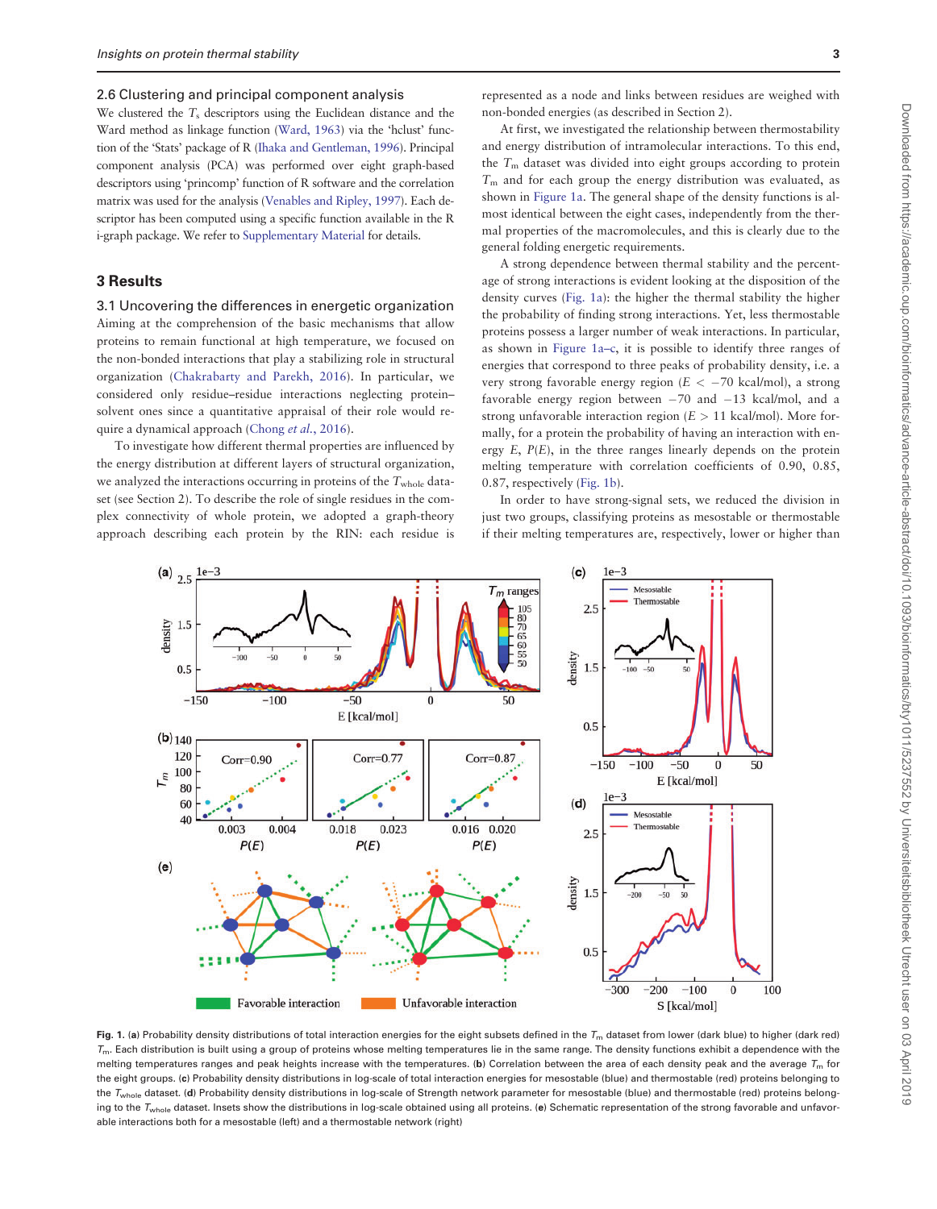### 2.6 Clustering and principal component analysis

We clustered the $T_s$ descriptors using the Euclidean distance and the Ward method as linkage function (Ward, 1963) via the 'hclust' function of the 'Stats' package of R (Ihaka and Gentleman, 1996). Principal component analysis (PCA) was performed over eight graph-based descriptors using 'princomp' function of R software and the correlation matrix was used for the analysis (Venables and Ripley, 1997). Each descriptor has been computed using a specific function available in the R i-graph package. We refer to Supplementary Material for details.

## 3 Results

### 3.1 Uncovering the differences in energetic organization

Aiming at the comprehension of the basic mechanisms that allow proteins to remain functional at high temperature, we focused on the non-bonded interactions that play a stabilizing role in structural organization (Chakrabarty and Parekh, 2016). In particular, we considered only residue–residue interactions neglecting protein–solvent ones since a quantitative appraisal of their role would require a dynamical approach (Chong *et al.*, 2016).

To investigate how different thermal properties are influenced by the energy distribution at different layers of structural organization, we analyzed the interactions occurring in proteins of the $T_{\text{whole}}$ dataset (see Section 2). To describe the role of single residues in the complex connectivity of whole protein, we adopted a graph-theory approach describing each protein by the RIN: each residue is represented as a node and links between residues are weighed with non-bonded energies (as described in Section 2).

At first, we investigated the relationship between thermostability and energy distribution of intramolecular interactions. To this end, the $T_m$ dataset was divided into eight groups according to protein $T_m$ and for each group the energy distribution was evaluated, as shown in Figure 1a. The general shape of the density functions is almost identical between the eight cases, independently from the thermal properties of the macromolecules, and this is clearly due to the general folding energetic requirements.

A strong dependence between thermal stability and the percentage of strong interactions is evident looking at the disposition of the density curves (Fig. 1a): the higher the thermal stability the higher the probability of finding strong interactions. Yet, less thermostable proteins possess a larger number of weak interactions. In particular, as shown in Figure 1a–c, it is possible to identify three ranges of energies that correspond to three peaks of probability density, i.e. a very strong favorable energy region ($E < -70$ kcal/mol), a strong favorable energy region between $-70$ and $-13$ kcal/mol, and a strong unfavorable interaction region ($E > 11$ kcal/mol). More formally, for a protein the probability of having an interaction with energy $E$, $P(E)$, in the three ranges linearly depends on the protein melting temperature with correlation coefficients of 0.90, 0.85, 0.87, respectively (Fig. 1b).

In order to have strong-signal sets, we reduced the division in just two groups, classifying proteins as mesostable or thermostable if their melting temperatures are, respectively, lower or higher than

**Fig. 1.** (**a**) Probability density distributions of total interaction energies for the eight subsets defined in the $T_m$ dataset from lower (dark blue) to higher (dark red) $T_m$. Each distribution is built using a group of proteins whose melting temperatures lie in the same range. The density functions exhibit a dependence with the melting temperatures ranges and peak heights increase with the temperatures. (**b**) Correlation between the area of each density peak and the average $T_m$ for the eight groups. (**c**) Probability density distributions in log-scale of total interaction energies for mesostable (blue) and thermostable (red) proteins belonging to the $T_{\text{whole}}$ dataset. (**d**) Probability density distributions in log-scale of Strength network parameter for mesostable (blue) and thermostable (red) proteins belonging to the $T_{\text{whole}}$ dataset. Insets show the distributions in log-scale obtained using all proteins. (**e**) Schematic representation of the strong favorable and unfavorable interactions both for a mesostable (left) and a thermostable network (right)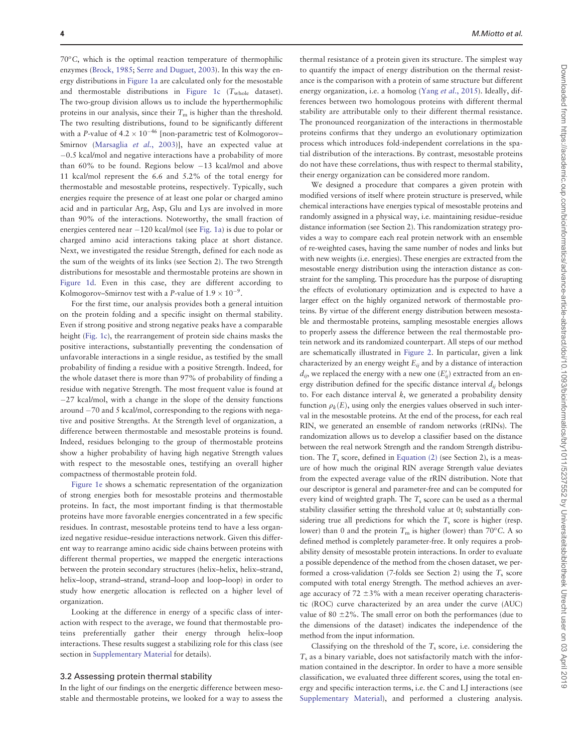70°C, which is the optimal reaction temperature of thermophilic enzymes (Brock, 1985; Serre and Duguet, 2003). In this way the energy distributions in Figure 1a are calculated only for the mesostable and thermostable distributions in Figure 1c ($T_{whole}$ dataset). The two-group division allows us to include the hyperthermophilic proteins in our analysis, since their $T_m$ is higher than the threshold. The two resulting distributions, found to be significantly different with a *P*-value of $4.2 \times 10^{-46}$ [non-parametric test of Kolmogorov–Smirnov (Marsaglia *et al.*, 2003)], have an expected value at −0.5 kcal/mol and negative interactions have a probability of more than 60% to be found. Regions below −13 kcal/mol and above 11 kcal/mol represent the 6.6 and 5.2% of the total energy for thermostable and mesostable proteins, respectively. Typically, such energies require the presence of at least one polar or charged amino acid and in particular Arg, Asp, Glu and Lys are involved in more than 90% of the interactions. Noteworthy, the small fraction of energies centered near −120 kcal/mol (see Fig. 1a) is due to polar or charged amino acid interactions taking place at short distance. Next, we investigated the residue Strength, defined for each node as the sum of the weights of its links (see Section 2). The two Strength distributions for mesostable and thermostable proteins are shown in Figure 1d. Even in this case, they are different according to Kolmogorov–Smirnov test with a *P*-value of $1.9 \times 10^{-9}$.

For the first time, our analysis provides both a general intuition on the protein folding and a specific insight on thermal stability. Even if strong positive and strong negative peaks have a comparable height (Fig. 1c), the rearrangement of protein side chains masks the positive interactions, substantially preventing the condensation of unfavorable interactions in a single residue, as testified by the small probability of finding a residue with a positive Strength. Indeed, for the whole dataset there is more than 97% of probability of finding a residue with negative Strength. The most frequent value is found at −27 kcal/mol, with a change in the slope of the density functions around −70 and 5 kcal/mol, corresponding to the regions with negative and positive Strengths. At the Strength level of organization, a difference between thermostable and mesostable proteins is found. Indeed, residues belonging to the group of thermostable proteins show a higher probability of having high negative Strength values with respect to the mesostable ones, testifying an overall higher compactness of thermostable protein fold.

Figure 1e shows a schematic representation of the organization of strong energies both for mesostable proteins and thermostable proteins. In fact, the most important finding is that thermostable proteins have more favorable energies concentrated in a few specific residues. In contrast, mesostable proteins tend to have a less organized negative residue–residue interactions network. Given this different way to rearrange amino acidic side chains between proteins with different thermal properties, we mapped the energetic interactions between the protein secondary structures (helix–helix, helix–strand, helix–loop, strand–strand, strand–loop and loop–loop) in order to study how energetic allocation is reflected on a higher level of organization.

Looking at the difference in energy of a specific class of interaction with respect to the average, we found that thermostable proteins preferentially gather their energy through helix–loop interactions. These results suggest a stabilizing role for this class (see section in Supplementary Material for details).

### 3.2 Assessing protein thermal stability

In the light of our findings on the energetic difference between mesostable and thermostable proteins, we looked for a way to assess the thermal resistance of a protein given its structure. The simplest way to quantify the impact of energy distribution on the thermal resistance is the comparison with a protein of same structure but different energy organization, i.e. a homolog (Yang *et al.*, 2015). Ideally, differences between two homologous proteins with different thermal stability are attributable only to their different thermal resistance. The pronounced reorganization of the interactions in thermostable proteins confirms that they undergo an evolutionary optimization process which introduces fold-independent correlations in the spatial distribution of the interactions. By contrast, mesostable proteins do not have these correlations, thus with respect to thermal stability, their energy organization can be considered more random.

We designed a procedure that compares a given protein with modified versions of itself where protein structure is preserved, while chemical interactions have energies typical of mesostable proteins and randomly assigned in a physical way, i.e. maintaining residue–residue distance information (see Section 2). This randomization strategy provides a way to compare each real protein network with an ensemble of re-weighted cases, having the same number of nodes and links but with new weights (i.e. energies). These energies are extracted from the mesostable energy distribution using the interaction distance as constraint for the sampling. This procedure has the purpose of disrupting the effects of evolutionary optimization and is expected to have a larger effect on the highly organized network of thermostable proteins. By virtue of the different energy distribution between mesostable and thermostable proteins, sampling mesostable energies allows to properly assess the difference between the real thermostable protein network and its randomized counterpart. All steps of our method are schematically illustrated in Figure 2. In particular, given a link characterized by an energy weight $E_{ij}$ and by a distance of interaction $d_{ij}$, we replaced the energy with a new one ($E'_{ij}$) extracted from an energy distribution defined for the specific distance interval $d_{ij}$ belongs to. For each distance interval $k$, we generated a probability density function $\rho_k(E)$, using only the energies values observed in such interval in the mesostable proteins. At the end of the process, for each real RIN, we generated an ensemble of random networks (rRINs). The randomization allows us to develop a classifier based on the distance between the real network Strength and the random Strength distribution. The $T_s$ score, defined in Equation (2) (see Section 2), is a measure of how much the original RIN average Strength value deviates from the expected average value of the rRIN distribution. Note that our descriptor is general and parameter-free and can be computed for every kind of weighted graph. The $T_s$ score can be used as a thermal stability classifier setting the threshold value at 0; substantially considering true all predictions for which the $T_s$ score is higher (resp. lower) than 0 and the protein $T_m$ is higher (lower) than 70°C. A so defined method is completely parameter-free. It only requires a probability density of mesostable protein interactions. In order to evaluate a possible dependence of the method from the chosen dataset, we performed a cross-validation (7-folds see Section 2) using the $T_s$ score computed with total energy Strength. The method achieves an average accuracy of 72 ±3% with a mean receiver operating characteristic (ROC) curve characterized by an area under the curve (AUC) value of 80 ±2%. The small error on both the performances (due to the dimensions of the dataset) indicates the independence of the method from the input information.

Classifying on the threshold of the $T_s$ score, i.e. considering the $T_s$ as a binary variable, does not satisfactorily match with the information contained in the descriptor. In order to have a more sensible classification, we evaluated three different scores, using the total energy and specific interaction terms, i.e. the C and LJ interactions (see Supplementary Material), and performed a clustering analysis.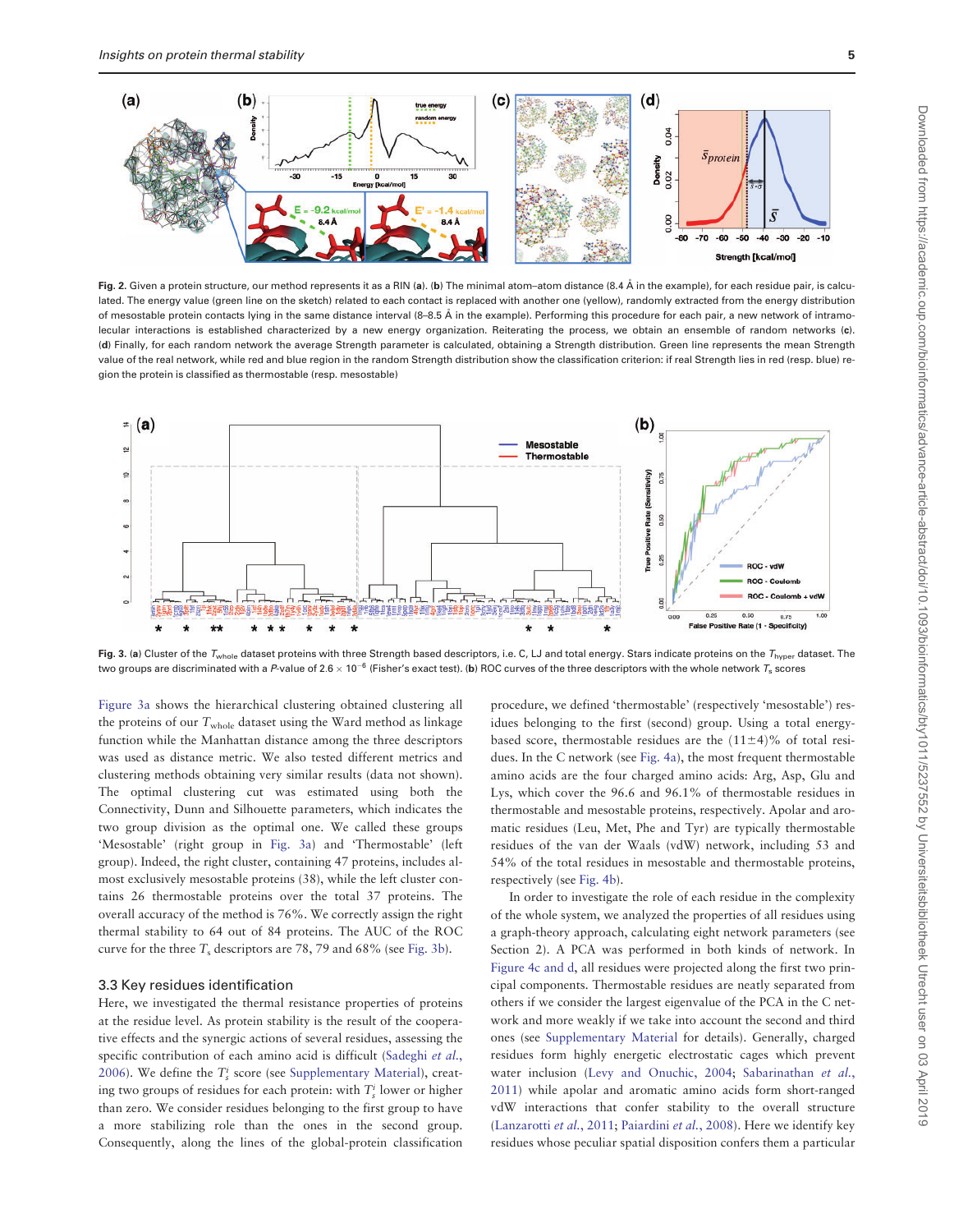Fig. 2. Given a protein structure, our method represents it as a RIN (**a**). (**b**) The minimal atom–atom distance (8.4 Å in the example), for each residue pair, is calculated. The energy value (green line on the sketch) related to each contact is replaced with another one (yellow), randomly extracted from the energy distribution of mesostable protein contacts lying in the same distance interval (8–8.5 Å in the example). Performing this procedure for each pair, a new network of intramolecular interactions is established characterized by a new energy organization. Reiterating the process, we obtain an ensemble of random networks (**c**). (**d**) Finally, for each random network the average Strength parameter is calculated, obtaining a Strength distribution. Green line represents the mean Strength value of the real network, while red and blue region in the random Strength distribution show the classification criterion: if real Strength lies in red (resp. blue) region the protein is classified as thermostable (resp. mesostable)

Fig. 3. (**a**) Cluster of the $T_{whole}$ dataset proteins with three Strength based descriptors, i.e. C, LJ and total energy. Stars indicate proteins on the $T_{hyper}$ dataset. The two groups are discriminated with a *P*-value of $2.6 \times 10^{-6}$ (Fisher's exact test). (**b**) ROC curves of the three descriptors with the whole network $T_s$ scores

Figure 3a shows the hierarchical clustering obtained clustering all the proteins of our $T_{whole}$ dataset using the Ward method as linkage function while the Manhattan distance among the three descriptors was used as distance metric. We also tested different metrics and clustering methods obtaining very similar results (data not shown). The optimal clustering cut was estimated using both the Connectivity, Dunn and Silhouette parameters, which indicates the two group division as the optimal one. We called these groups 'Mesostable' (right group in Fig. 3a) and 'Thermostable' (left group). Indeed, the right cluster, containing 47 proteins, includes almost exclusively mesostable proteins (38), while the left cluster contains 26 thermostable proteins over the total 37 proteins. The overall accuracy of the method is 76%. We correctly assign the right thermal stability to 64 out of 84 proteins. The AUC of the ROC curve for the three $T_s$ descriptors are 78, 79 and 68% (see Fig. 3b).

### 3.3 Key residues identification

Here, we investigated the thermal resistance properties of proteins at the residue level. As protein stability is the result of the cooperative effects and the synergic actions of several residues, assessing the specific contribution of each amino acid is difficult (Sadeghi *et al.*, 2006). We define the $T_s^i$ score (see Supplementary Material), creating two groups of residues for each protein: with $T_s^i$ lower or higher than zero. We consider residues belonging to the first group to have a more stabilizing role than the ones in the second group. Consequently, along the lines of the global-protein classification procedure, we defined 'thermostable' (respectively 'mesostable') residues belonging to the first (second) group. Using a total energy-based score, thermostable residues are the $(11\pm4)$% of total residues. In the C network (see Fig. 4a), the most frequent thermostable amino acids are the four charged amino acids: Arg, Asp, Glu and Lys, which cover the 96.6 and 96.1% of thermostable residues in thermostable and mesostable proteins, respectively. Apolar and aromatic residues (Leu, Met, Phe and Tyr) are typically thermostable residues of the van der Waals (vdW) network, including 53 and 54% of the total residues in mesostable and thermostable proteins, respectively (see Fig. 4b).

In order to investigate the role of each residue in the complexity of the whole system, we analyzed the properties of all residues using a graph-theory approach, calculating eight network parameters (see Section 2). A PCA was performed in both kinds of network. In Figure 4c and d, all residues were projected along the first two principal components. Thermostable residues are neatly separated from others if we consider the largest eigenvalue of the PCA in the C network and more weakly if we take into account the second and third ones (see Supplementary Material for details). Generally, charged residues form highly energetic electrostatic cages which prevent water inclusion (Levy and Onuchic, 2004; Sabarinathan *et al.*, 2011) while apolar and aromatic amino acids form short-ranged vdW interactions that confer stability to the overall structure (Lanzarotti *et al.*, 2011; Paiardini *et al.*, 2008). Here we identify key residues whose peculiar spatial disposition confers them a particular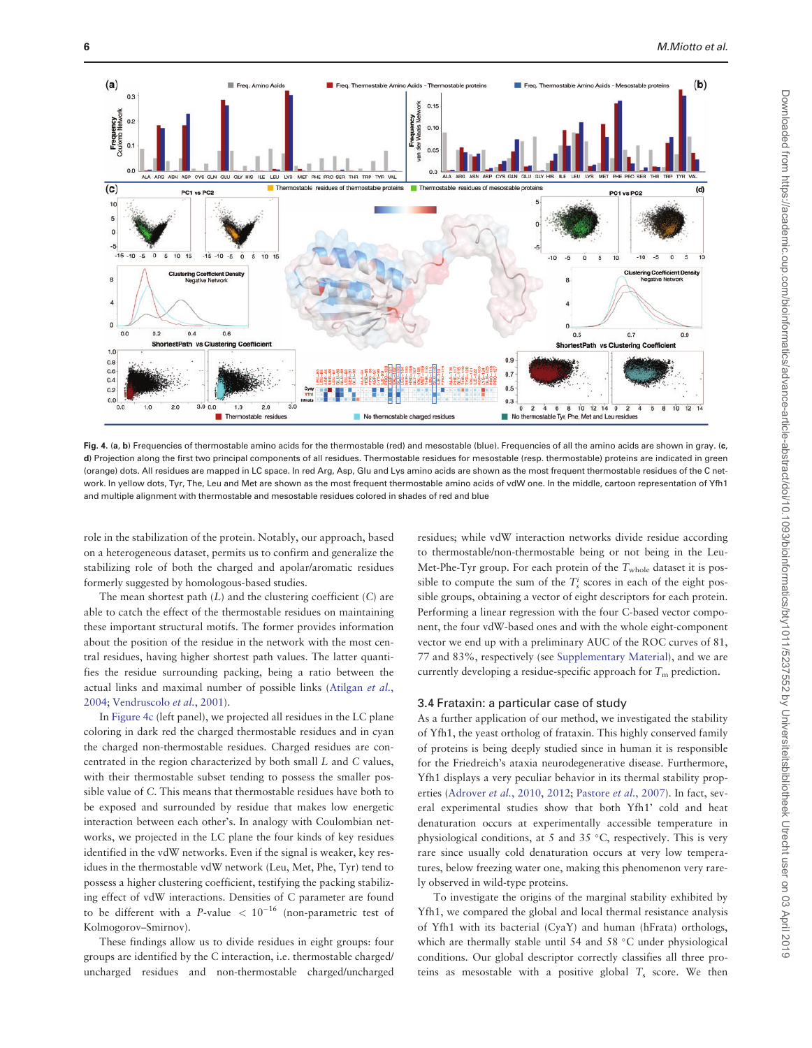Fig. 4. (**a**, **b**) Frequencies of thermostable amino acids for the thermostable (red) and mesostable (blue). Frequencies of all the amino acids are shown in gray. (**c**, **d**) Projection along the first two principal components of all residues. Thermostable residues for mesostable (resp. thermostable) proteins are indicated in green (orange) dots. All residues are mapped in LC space. In red Arg, Asp, Glu and Lys amino acids are shown as the most frequent thermostable residues of the C network. In yellow dots, Tyr, The, Leu and Met are shown as the most frequent thermostable amino acids of vdW one. In the middle, cartoon representation of Yfh1 and multiple alignment with thermostable and mesostable residues colored in shades of red and blue

role in the stabilization of the protein. Notably, our approach, based on a heterogeneous dataset, permits us to confirm and generalize the stabilizing role of both the charged and apolar/aromatic residues formerly suggested by homologous-based studies.

The mean shortest path ($L$) and the clustering coefficient ($C$) are able to catch the effect of the thermostable residues on maintaining these important structural motifs. The former provides information about the position of the residue in the network with the most central residues, having higher shortest path values. The latter quantifies the residue surrounding packing, being a ratio between the actual links and maximal number of possible links (Atilgan *et al.*, 2004; Vendruscolo *et al.*, 2001).

In Figure 4c (left panel), we projected all residues in the LC plane coloring in dark red the charged thermostable residues and in cyan the charged non-thermostable residues. Charged residues are concentrated in the region characterized by both small $L$ and $C$ values, with their thermostable subset tending to possess the smaller possible value of $C$. This means that thermostable residues have both to be exposed and surrounded by residue that makes low energetic interaction between each other's. In analogy with Coulombian networks, we projected in the LC plane the four kinds of key residues identified in the vdW networks. Even if the signal is weaker, key residues in the thermostable vdW network (Leu, Met, Phe, Tyr) tend to possess a higher clustering coefficient, testifying the packing stabilizing effect of vdW interactions. Densities of C parameter are found to be different with a $P$-value $< 10^{-16}$ (non-parametric test of Kolmogorov–Smirnov).

These findings allow us to divide residues in eight groups: four groups are identified by the C interaction, i.e. thermostable charged/uncharged residues and non-thermostable charged/uncharged residues; while vdW interaction networks divide residue according to thermostable/non-thermostable being or not being in the Leu-Met-Phe-Tyr group. For each protein of the $T_{\text{whole}}$ dataset it is possible to compute the sum of the $T_s^i$ scores in each of the eight possible groups, obtaining a vector of eight descriptors for each protein. Performing a linear regression with the four C-based vector component, the four vdW-based ones and with the whole eight-component vector we end up with a preliminary AUC of the ROC curves of 81, 77 and 83%, respectively (see Supplementary Material), and we are currently developing a residue-specific approach for $T_m$ prediction.

### 3.4 Frataxin: a particular case of study

As a further application of our method, we investigated the stability of Yfh1, the yeast ortholog of frataxin. This highly conserved family of proteins is being deeply studied since in human it is responsible for the Friedreich's ataxia neurodegenerative disease. Furthermore, Yfh1 displays a very peculiar behavior in its thermal stability properties (Adrover *et al.*, 2010, 2012; Pastore *et al.*, 2007). In fact, several experimental studies show that both Yfh1' cold and heat denaturation occurs at experimentally accessible temperature in physiological conditions, at 5 and 35 °C, respectively. This is very rare since usually cold denaturation occurs at very low temperatures, below freezing water one, making this phenomenon very rarely observed in wild-type proteins.

To investigate the origins of the marginal stability exhibited by Yfh1, we compared the global and local thermal resistance analysis of Yfh1 with its bacterial (CyaY) and human (hFrata) orthologs, which are thermally stable until 54 and 58 °C under physiological conditions. Our global descriptor correctly classifies all three proteins as mesostable with a positive global $T_s$ score. We then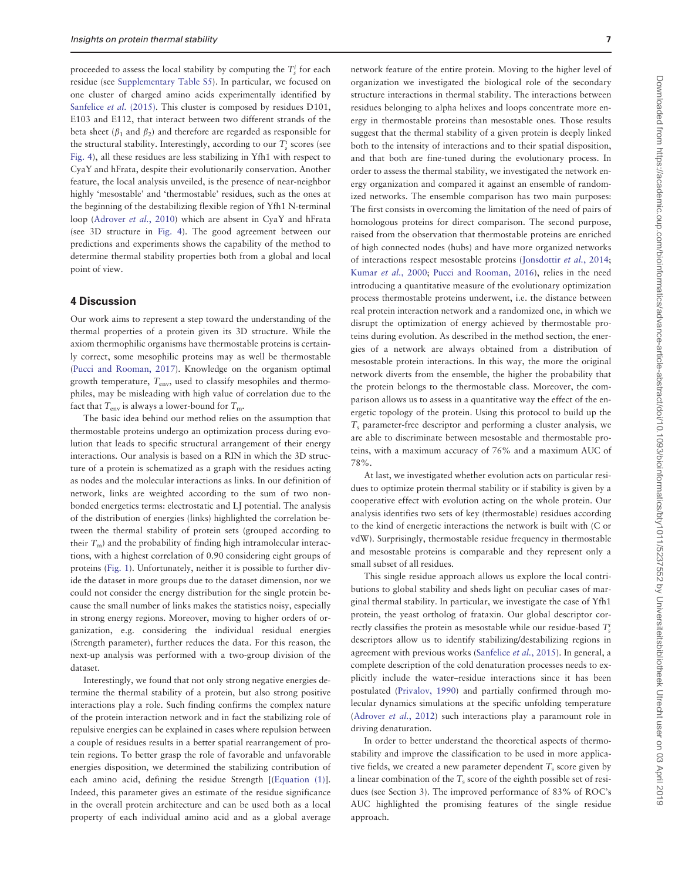proceeded to assess the local stability by computing the $T_s^i$ for each residue (see Supplementary Table S5). In particular, we focused on one cluster of charged amino acids experimentally identified by Sanfelice *et al.* (2015). This cluster is composed by residues D101, E103 and E112, that interact between two different strands of the beta sheet ($\beta_1$ and $\beta_2$) and therefore are regarded as responsible for the structural stability. Interestingly, according to our $T_s^i$ scores (see Fig. 4), all these residues are less stabilizing in Yfh1 with respect to CyaY and hFrata, despite their evolutionarily conservation. Another feature, the local analysis unveiled, is the presence of near-neighbor highly 'mesostable' and 'thermostable' residues, such as the ones at the beginning of the destabilizing flexible region of Yfh1 N-terminal loop (Adrover *et al.*, 2010) which are absent in CyaY and hFrata (see 3D structure in Fig. 4). The good agreement between our predictions and experiments shows the capability of the method to determine thermal stability properties both from a global and local point of view.

## 4 Discussion

Our work aims to represent a step toward the understanding of the thermal properties of a protein given its 3D structure. While the axiom thermophilic organisms have thermostable proteins is certainly correct, some mesophilic proteins may as well be thermostable (Pucci and Rooman, 2017). Knowledge on the organism optimal growth temperature, $T_{env}$, used to classify mesophiles and thermophiles, may be misleading with high value of correlation due to the fact that $T_{env}$ is always a lower-bound for $T_m$.

The basic idea behind our method relies on the assumption that thermostable proteins undergo an optimization process during evolution that leads to specific structural arrangement of their energy interactions. Our analysis is based on a RIN in which the 3D structure of a protein is schematized as a graph with the residues acting as nodes and the molecular interactions as links. In our definition of network, links are weighted according to the sum of two non-bonded energetics terms: electrostatic and LJ potential. The analysis of the distribution of energies (links) highlighted the correlation between the thermal stability of protein sets (grouped according to their $T_m$) and the probability of finding high intramolecular interactions, with a highest correlation of 0.90 considering eight groups of proteins (Fig. 1). Unfortunately, neither it is possible to further divide the dataset in more groups due to the dataset dimension, nor we could not consider the energy distribution for the single protein because the small number of links makes the statistics noisy, especially in strong energy regions. Moreover, moving to higher orders of organization, e.g. considering the individual residual energies (Strength parameter), further reduces the data. For this reason, the next-up analysis was performed with a two-group division of the dataset.

Interestingly, we found that not only strong negative energies determine the thermal stability of a protein, but also strong positive interactions play a role. Such finding confirms the complex nature of the protein interaction network and in fact the stabilizing role of repulsive energies can be explained in cases where repulsion between a couple of residues results in a better spatial rearrangement of protein regions. To better grasp the role of favorable and unfavorable energies disposition, we determined the stabilizing contribution of each amino acid, defining the residue Strength [(Equation (1)]. Indeed, this parameter gives an estimate of the residue significance in the overall protein architecture and can be used both as a local property of each individual amino acid and as a global average network feature of the entire protein. Moving to the higher level of organization we investigated the biological role of the secondary structure interactions in thermal stability. The interactions between residues belonging to alpha helixes and loops concentrate more energy in thermostable proteins than mesostable ones. Those results suggest that the thermal stability of a given protein is deeply linked both to the intensity of interactions and to their spatial disposition, and that both are fine-tuned during the evolutionary process. In order to assess the thermal stability, we investigated the network energy organization and compared it against an ensemble of randomized networks. The ensemble comparison has two main purposes: The first consists in overcoming the limitation of the need of pairs of homologous proteins for direct comparison. The second purpose, raised from the observation that thermostable proteins are enriched of high connected nodes (hubs) and have more organized networks of interactions respect mesostable proteins (Jonsdottir *et al.*, 2014; Kumar *et al.*, 2000; Pucci and Rooman, 2016), relies in the need introducing a quantitative measure of the evolutionary optimization process thermostable proteins underwent, i.e. the distance between real protein interaction network and a randomized one, in which we disrupt the optimization of energy achieved by thermostable proteins during evolution. As described in the method section, the energies of a network are always obtained from a distribution of mesostable protein interactions. In this way, the more the original network diverts from the ensemble, the higher the probability that the protein belongs to the thermostable class. Moreover, the comparison allows us to assess in a quantitative way the effect of the energetic topology of the protein. Using this protocol to build up the $T_s$ parameter-free descriptor and performing a cluster analysis, we are able to discriminate between mesostable and thermostable proteins, with a maximum accuracy of 76% and a maximum AUC of 78%.

At last, we investigated whether evolution acts on particular residues to optimize protein thermal stability or if stability is given by a cooperative effect with evolution acting on the whole protein. Our analysis identifies two sets of key (thermostable) residues according to the kind of energetic interactions the network is built with (C or vdW). Surprisingly, thermostable residue frequency in thermostable and mesostable proteins is comparable and they represent only a small subset of all residues.

This single residue approach allows us explore the local contributions to global stability and sheds light on peculiar cases of marginal thermal stability. In particular, we investigate the case of Yfh1 protein, the yeast ortholog of frataxin. Our global descriptor correctly classifies the protein as mesostable while our residue-based $T_s^i$ descriptors allow us to identify stabilizing/destabilizing regions in agreement with previous works (Sanfelice *et al.*, 2015). In general, a complete description of the cold denaturation processes needs to explicitly include the water–residue interactions since it has been postulated (Privalov, 1990) and partially confirmed through molecular dynamics simulations at the specific unfolding temperature (Adrover *et al.*, 2012) such interactions play a paramount role in driving denaturation.

In order to better understand the theoretical aspects of thermostability and improve the classification to be used in more applicative fields, we created a new parameter dependent $T_s$ score given by a linear combination of the $T_s$ score of the eighth possible set of residues (see Section 3). The improved performance of 83% of ROC's AUC highlighted the promising features of the single residue approach.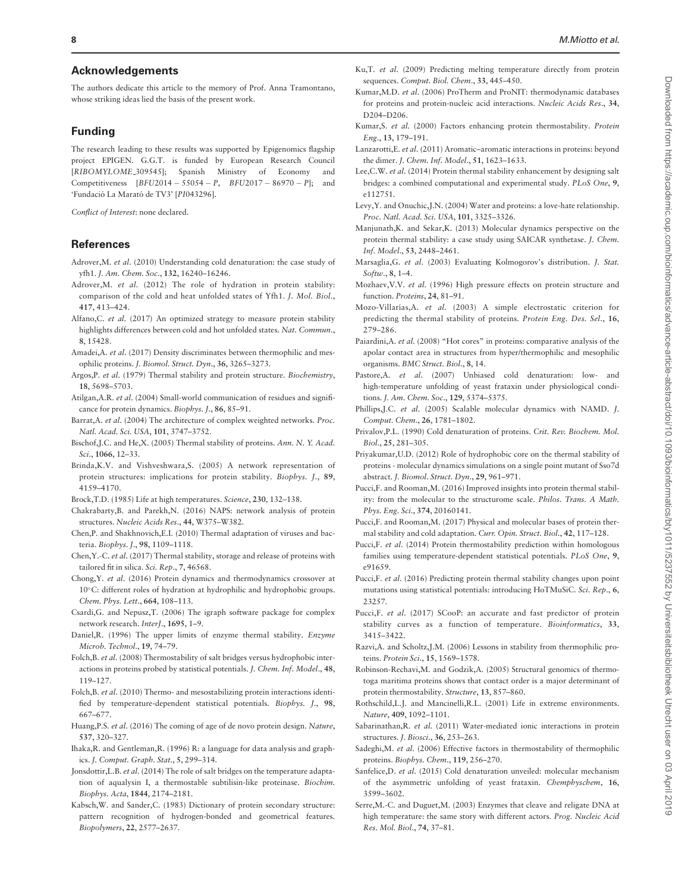## Acknowledgements

The authors dedicate this article to the memory of Prof. Anna Tramontano, whose striking ideas lied the basis of the present work.

## Funding

The research leading to these results was supported by Epigenomics flagship project EPIGEN. G.G.T. is funded by European Research Council [*RIBOMYLOME_309545*]; Spanish Ministry of Economy and Competitiveness [*BFU2014 − 55054 − P*, *BFU2017 − 86970 − P*]; and 'Fundació La Marató de TV3' [*PI043296*].

*Conflict of Interest*: none declared.

## References

Adrover,M. *et al*. (2010) Understanding cold denaturation: the case study of yfh1. *J. Am. Chem. Soc*., **132**, 16240–16246.

Adrover,M. *et al*. (2012) The role of hydration in protein stability: comparison of the cold and heat unfolded states of Yfh1. *J. Mol. Biol*., **417**, 413–424.

Alfano,C. *et al*. (2017) An optimized strategy to measure protein stability highlights differences between cold and hot unfolded states. *Nat. Commun*., **8**, 15428.

Amadei,A. *et al*. (2017) Density discriminates between thermophilic and mesophilic proteins. *J. Biomol. Struct. Dyn*., **36**, 3265–3273.

Argos,P. *et al*. (1979) Thermal stability and protein structure. *Biochemistry*, **18**, 5698–5703.

Atilgan,A.R. *et al*. (2004) Small-world communication of residues and significance for protein dynamics. *Biophys. J*., **86**, 85–91.

Barrat,A. *et al*. (2004) The architecture of complex weighted networks. *Proc. Natl. Acad. Sci. USA*, **101**, 3747–3752.

Bischof,J.C. and He,X. (2005) Thermal stability of proteins. *Ann. N. Y. Acad. Sci*., **1066**, 12–33.

Brinda,K.V. and Vishveshwara,S. (2005) A network representation of protein structures: implications for protein stability. *Biophys. J*., **89**, 4159–4170.

Brock,T.D. (1985) Life at high temperatures. *Science*, **230**, 132–138.

Chakrabarty,B. and Parekh,N. (2016) NAPS: network analysis of protein structures. *Nucleic Acids Res*., **44**, W375–W382.

Chen,P. and Shakhnovich,E.I. (2010) Thermal adaptation of viruses and bacteria. *Biophys. J*., **98**, 1109–1118.

Chen,Y.-C. *et al*. (2017) Thermal stability, storage and release of proteins with tailored fit in silica. *Sci. Rep*., **7**, 46568.

Chong,Y. *et al*. (2016) Protein dynamics and thermodynamics crossover at 10°C: different roles of hydration at hydrophilic and hydrophobic groups. *Chem. Phys. Lett*., **664**, 108–113.

Csardi,G. and Nepusz,T. (2006) The igraph software package for complex network research. *InterJ*., **1695**, 1–9.

Daniel,R. (1996) The upper limits of enzyme thermal stability. *Enzyme Microb. Technol*., **19**, 74–79.

Folch,B. *et al*. (2008) Thermostability of salt bridges versus hydrophobic interactions in proteins probed by statistical potentials. *J. Chem. Inf. Model*., **48**, 119–127.

Folch,B. *et al*. (2010) Thermo- and mesostabilizing protein interactions identified by temperature-dependent statistical potentials. *Biophys. J*., **98**, 667–677.

Huang,P.S. *et al*. (2016) The coming of age of de novo protein design. *Nature*, **537**, 320–327.

Ihaka,R. and Gentleman,R. (1996) R: a language for data analysis and graphics. *J. Comput. Graph. Stat*., **5**, 299–314.

Jonsdottir,L.B. *et al*. (2014) The role of salt bridges on the temperature adaptation of aqualysin I, a thermostable subtilisin-like proteinase. *Biochim. Biophys. Acta*, **1844**, 2174–2181.

Kabsch,W. and Sander,C. (1983) Dictionary of protein secondary structure: pattern recognition of hydrogen-bonded and geometrical features. *Biopolymers*, **22**, 2577–2637.

Ku,T. *et al*. (2009) Predicting melting temperature directly from protein sequences. *Comput. Biol. Chem*., **33**, 445–450.

Kumar,M.D. *et al*. (2006) ProTherm and ProNIT: thermodynamic databases for proteins and protein-nucleic acid interactions. *Nucleic Acids Res*., **34**, D204–D206.

Kumar,S. *et al*. (2000) Factors enhancing protein thermostability. *Protein Eng*., **13**, 179–191.

Lanzarotti,E. *et al*. (2011) Aromatic–aromatic interactions in proteins: beyond the dimer. *J. Chem. Inf. Model*., **51**, 1623–1633.

Lee,C.W. *et al*. (2014) Protein thermal stability enhancement by designing salt bridges: a combined computational and experimental study. *PLoS One*, **9**, e112751.

Levy,Y. and Onuchic,J.N. (2004) Water and proteins: a love-hate relationship. *Proc. Natl. Acad. Sci. USA*, **101**, 3325–3326.

Manjunath,K. and Sekar,K. (2013) Molecular dynamics perspective on the protein thermal stability: a case study using SAICAR synthetase. *J. Chem. Inf. Model*., **53**, 2448–2461.

Marsaglia,G. *et al*. (2003) Evaluating Kolmogorov's distribution. *J. Stat. Softw*., **8**, 1–4.

Mozhaev,V.V. *et al*. (1996) High pressure effects on protein structure and function. *Proteins*, **24**, 81–91.

Mozo-Villarías,A. *et al*. (2003) A simple electrostatic criterion for predicting the thermal stability of proteins. *Protein Eng. Des. Sel*., **16**, 279–286.

Paiardini,A. *et al*. (2008) "Hot cores" in proteins: comparative analysis of the apolar contact area in structures from hyper/thermophilic and mesophilic organisms. *BMC Struct. Biol*., **8**, 14.

Pastore,A. *et al*. (2007) Unbiased cold denaturation: low- and high-temperature unfolding of yeast frataxin under physiological conditions. *J. Am. Chem. Soc*., **129**, 5374–5375.

Phillips,J.C. *et al*. (2005) Scalable molecular dynamics with NAMD. *J. Comput. Chem*., **26**, 1781–1802.

Privalov,P.L. (1990) Cold denaturation of proteins. *Crit. Rev. Biochem. Mol. Biol*., **25**, 281–305.

Priyakumar,U.D. (2012) Role of hydrophobic core on the thermal stability of proteins - molecular dynamics simulations on a single point mutant of Sso7d abstract. *J. Biomol. Struct. Dyn*., **29**, 961–971.

Pucci,F. and Rooman,M. (2016) Improved insights into protein thermal stability: from the molecular to the structurome scale. *Philos. Trans. A Math. Phys. Eng. Sci*., **374**, 20160141.

Pucci,F. and Rooman,M. (2017) Physical and molecular bases of protein thermal stability and cold adaptation. *Curr. Opin. Struct. Biol*., **42**, 117–128.

Pucci,F. *et al*. (2014) Protein thermostability prediction within homologous families using temperature-dependent statistical potentials. *PLoS One*, **9**, e91659.

Pucci,F. *et al*. (2016) Predicting protein thermal stability changes upon point mutations using statistical potentials: introducing HoTMuSiC. *Sci. Rep*., **6**, 23257.

Pucci,F. *et al*. (2017) SCooP: an accurate and fast predictor of protein stability curves as a function of temperature. *Bioinformatics*, **33**, 3415–3422.

Razvi,A. and Scholtz,J.M. (2006) Lessons in stability from thermophilic proteins. *Protein Sci*., **15**, 1569–1578.

Robinson-Rechavi,M. and Godzik,A. (2005) Structural genomics of thermotoga maritima proteins shows that contact order is a major determinant of protein thermostability. *Structure*, **13**, 857–860.

Rothschild,L.J. and Mancinelli,R.L. (2001) Life in extreme environments. *Nature*, **409**, 1092–1101.

Sabarinathan,R. *et al*. (2011) Water-mediated ionic interactions in protein structures. *J. Biosci*., **36**, 253–263.

Sadeghi,M. *et al*. (2006) Effective factors in thermostability of thermophilic proteins. *Biophys. Chem*., **119**, 256–270.

Sanfelice,D. *et al*. (2015) Cold denaturation unveiled: molecular mechanism of the asymmetric unfolding of yeast frataxin. *Chemphyschem*, **16**, 3599–3602.

Serre,M.-C. and Duguet,M. (2003) Enzymes that cleave and religate DNA at high temperature: the same story with different actors. *Prog. Nucleic Acid Res. Mol. Biol*., **74**, 37–81.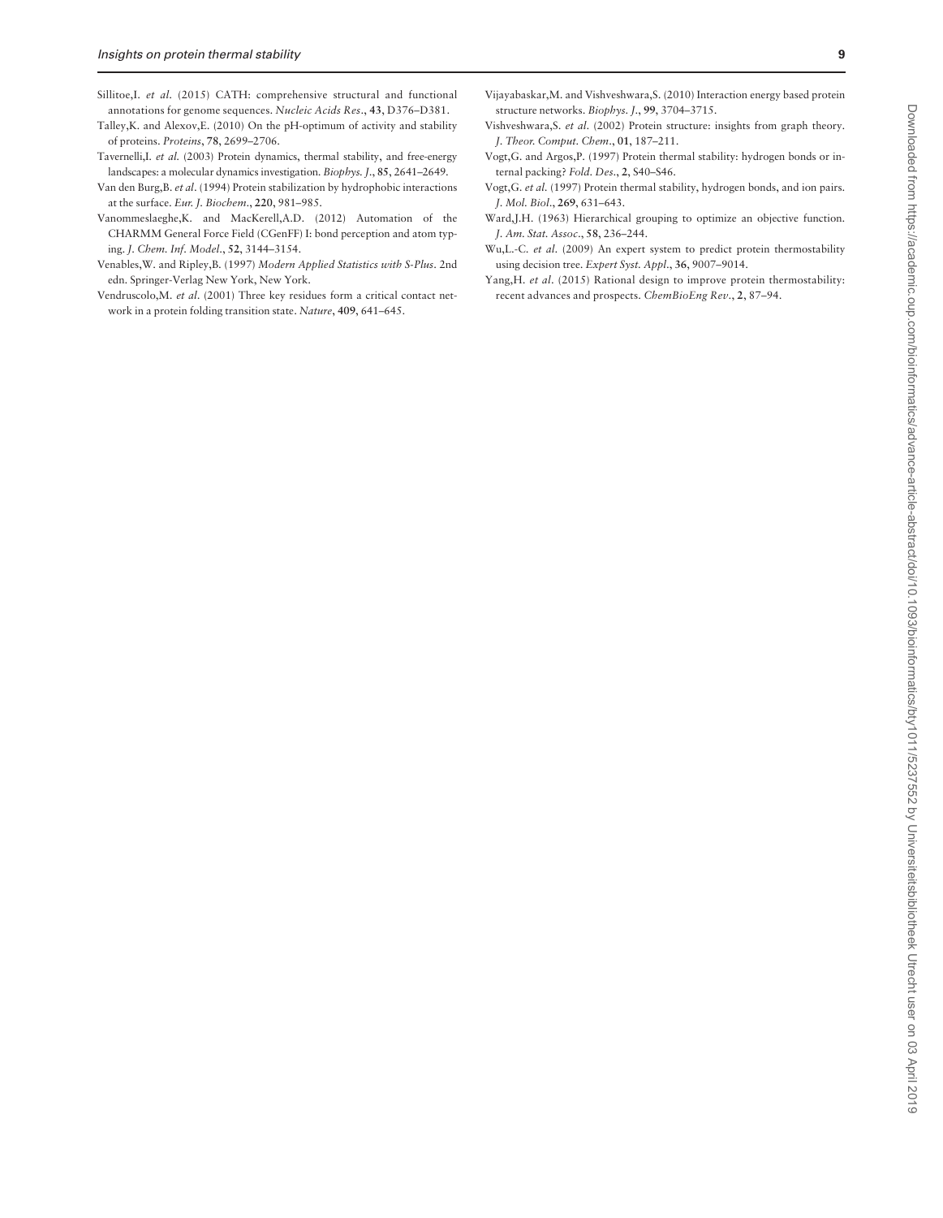Sillitoe,I. *et al.* (2015) CATH: comprehensive structural and functional annotations for genome sequences. *Nucleic Acids Res.*, **43**, D376–D381.

Talley,K. and Alexov,E. (2010) On the pH-optimum of activity and stability of proteins. *Proteins*, **78**, 2699–2706.

Tavernelli,I. *et al.* (2003) Protein dynamics, thermal stability, and free-energy landscapes: a molecular dynamics investigation. *Biophys. J.*, **85**, 2641–2649.

Van den Burg,B. *et al.* (1994) Protein stabilization by hydrophobic interactions at the surface. *Eur. J. Biochem.*, **220**, 981–985.

Vanommeslaeghe,K. and MacKerell,A.D. (2012) Automation of the CHARMM General Force Field (CGenFF) I: bond perception and atom typing. *J. Chem. Inf. Model.*, **52**, 3144–3154.

Venables,W. and Ripley,B. (1997) *Modern Applied Statistics with S-Plus*. 2nd edn. Springer-Verlag New York, New York.

Vendruscolo,M. *et al.* (2001) Three key residues form a critical contact network in a protein folding transition state. *Nature*, **409**, 641–645.

Vijayabaskar,M. and Vishveshwara,S. (2010) Interaction energy based protein structure networks. *Biophys. J.*, **99**, 3704–3715.

Vishveshwara,S. *et al.* (2002) Protein structure: insights from graph theory. *J. Theor. Comput. Chem.*, **01**, 187–211.

Vogt,G. and Argos,P. (1997) Protein thermal stability: hydrogen bonds or internal packing? *Fold. Des.*, **2**, S40–S46.

Vogt,G. *et al.* (1997) Protein thermal stability, hydrogen bonds, and ion pairs. *J. Mol. Biol.*, **269**, 631–643.

Ward,J.H. (1963) Hierarchical grouping to optimize an objective function. *J. Am. Stat. Assoc.*, **58**, 236–244.

Wu,L.-C. *et al.* (2009) An expert system to predict protein thermostability using decision tree. *Expert Syst. Appl.*, **36**, 9007–9014.

Yang,H. *et al.* (2015) Rational design to improve protein thermostability: recent advances and prospects. *ChemBioEng Rev.*, **2**, 87–94.